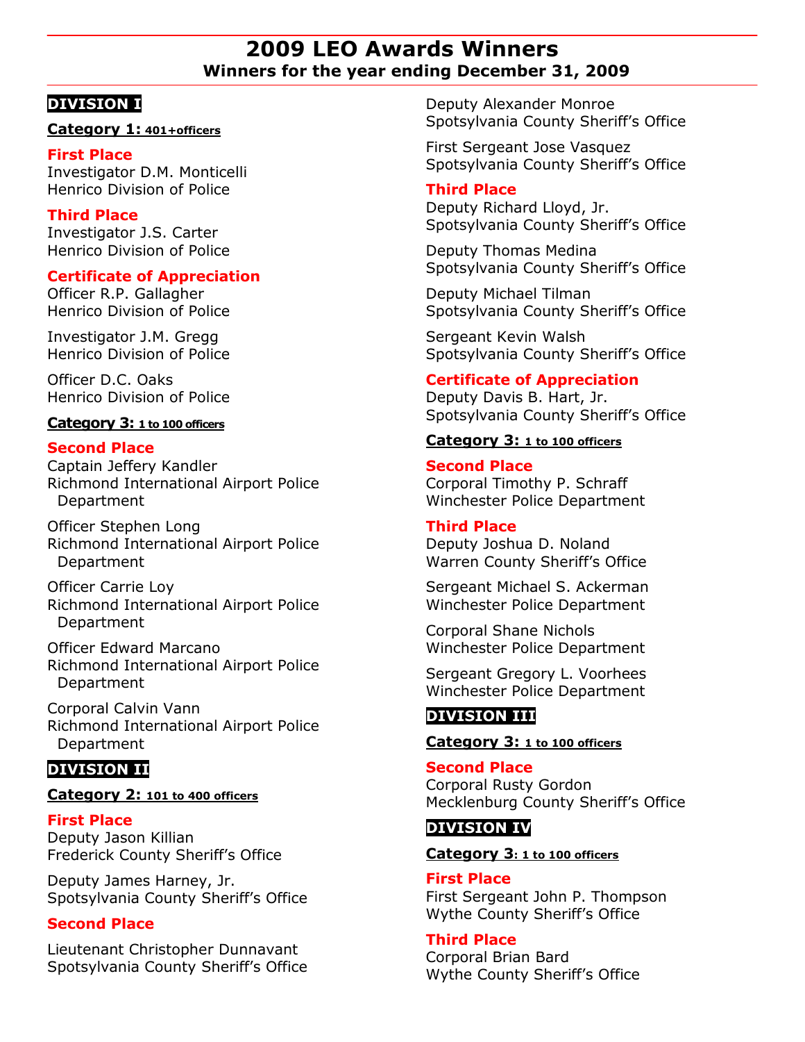# 2009 LEO Awards Winners

## Winners for the year ending December 31, 2009

## DIVISION I

### Category 1: 401+officers

**First Place**

Investigator D.M. Monticelli
Henrico Division of Police

**Third Place**

Investigator J.S. Carter
Henrico Division of Police

**Certificate of Appreciation**

Officer R.P. Gallagher
Henrico Division of Police

Investigator J.M. Gregg
Henrico Division of Police

Officer D.C. Oaks
Henrico Division of Police

### Category 3: 1 to 100 officers

**Second Place**

Captain Jeffery Kandler
Richmond International Airport Police Department

Officer Stephen Long
Richmond International Airport Police Department

Officer Carrie Loy
Richmond International Airport Police Department

Officer Edward Marcano
Richmond International Airport Police Department

Corporal Calvin Vann
Richmond International Airport Police Department

## DIVISION II

### Category 2: 101 to 400 officers

**First Place**

Deputy Jason Killian
Frederick County Sheriff's Office

Deputy James Harney, Jr.
Spotsylvania County Sheriff's Office

**Second Place**

Lieutenant Christopher Dunnavant
Spotsylvania County Sheriff's Office

Deputy Alexander Monroe
Spotsylvania County Sheriff's Office

First Sergeant Jose Vasquez
Spotsylvania County Sheriff's Office

**Third Place**

Deputy Richard Lloyd, Jr.
Spotsylvania County Sheriff's Office

Deputy Thomas Medina
Spotsylvania County Sheriff's Office

Deputy Michael Tilman
Spotsylvania County Sheriff's Office

Sergeant Kevin Walsh
Spotsylvania County Sheriff's Office

**Certificate of Appreciation**

Deputy Davis B. Hart, Jr.
Spotsylvania County Sheriff's Office

### Category 3: 1 to 100 officers

**Second Place**

Corporal Timothy P. Schraff
Winchester Police Department

**Third Place**

Deputy Joshua D. Noland
Warren County Sheriff's Office

Sergeant Michael S. Ackerman
Winchester Police Department

Corporal Shane Nichols
Winchester Police Department

Sergeant Gregory L. Voorhees
Winchester Police Department

## DIVISION III

### Category 3: 1 to 100 officers

**Second Place**

Corporal Rusty Gordon
Mecklenburg County Sheriff's Office

## DIVISION IV

### Category 3: 1 to 100 officers

**First Place**

First Sergeant John P. Thompson
Wythe County Sheriff's Office

**Third Place**

Corporal Brian Bard
Wythe County Sheriff's Office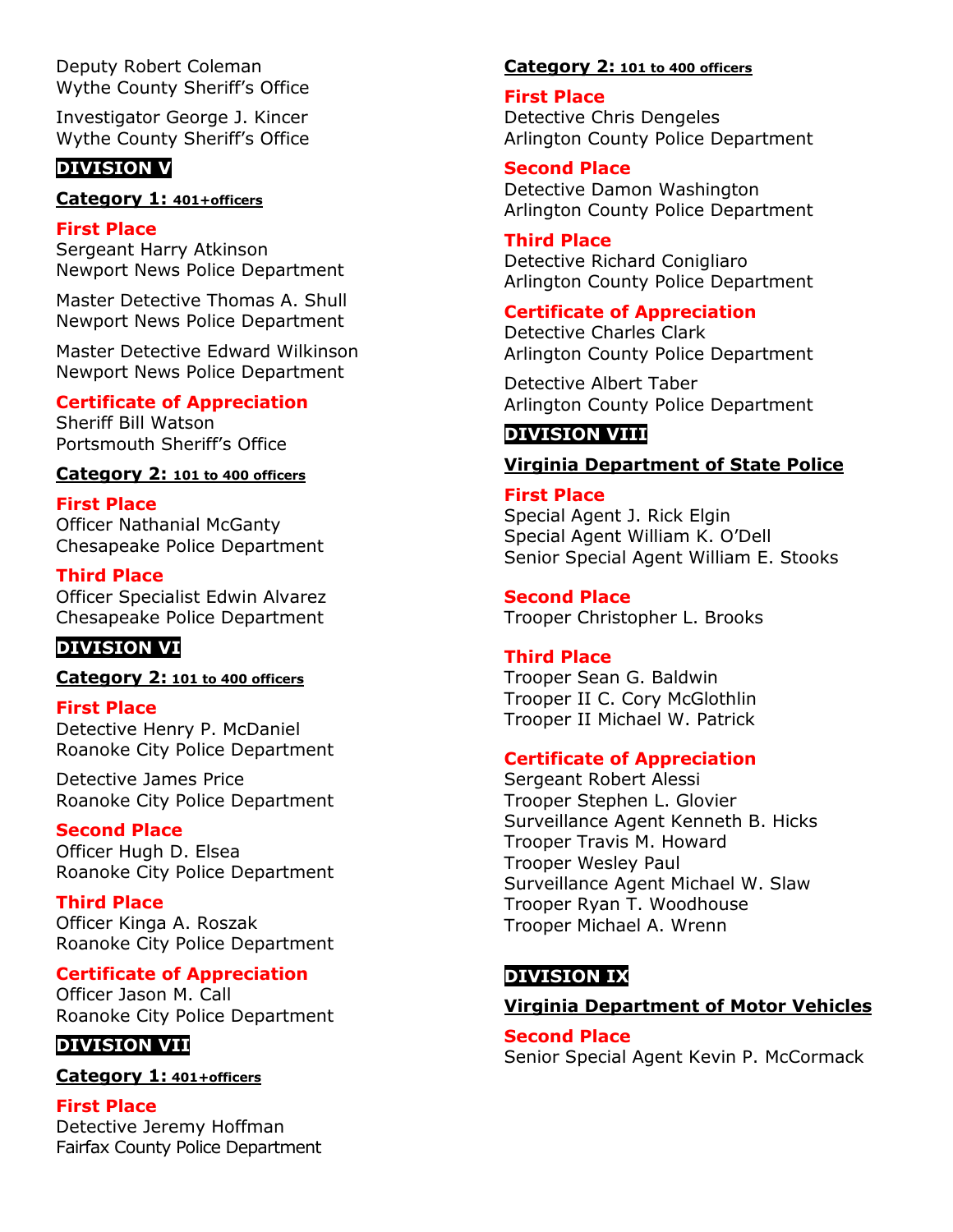Deputy Robert Coleman
Wythe County Sheriff's Office

Investigator George J. Kincer
Wythe County Sheriff's Office

## DIVISION V

### Category 1: 401+officers

**First Place**
Sergeant Harry Atkinson
Newport News Police Department

Master Detective Thomas A. Shull
Newport News Police Department

Master Detective Edward Wilkinson
Newport News Police Department

**Certificate of Appreciation**
Sheriff Bill Watson
Portsmouth Sheriff's Office

### Category 2: 101 to 400 officers

**First Place**
Officer Nathanial McGanty
Chesapeake Police Department

**Third Place**
Officer Specialist Edwin Alvarez
Chesapeake Police Department

## DIVISION VI

### Category 2: 101 to 400 officers

**First Place**
Detective Henry P. McDaniel
Roanoke City Police Department

Detective James Price
Roanoke City Police Department

**Second Place**
Officer Hugh D. Elsea
Roanoke City Police Department

**Third Place**
Officer Kinga A. Roszak
Roanoke City Police Department

**Certificate of Appreciation**
Officer Jason M. Call
Roanoke City Police Department

## DIVISION VII

### Category 1: 401+officers

**First Place**
Detective Jeremy Hoffman
Fairfax County Police Department

### Category 2: 101 to 400 officers

**First Place**
Detective Chris Dengeles
Arlington County Police Department

**Second Place**
Detective Damon Washington
Arlington County Police Department

**Third Place**
Detective Richard Conigliaro
Arlington County Police Department

**Certificate of Appreciation**
Detective Charles Clark
Arlington County Police Department

Detective Albert Taber
Arlington County Police Department

## DIVISION VIII

### Virginia Department of State Police

**First Place**
Special Agent J. Rick Elgin
Special Agent William K. O'Dell
Senior Special Agent William E. Stooks

**Second Place**
Trooper Christopher L. Brooks

**Third Place**
Trooper Sean G. Baldwin
Trooper II C. Cory McGlothlin
Trooper II Michael W. Patrick

**Certificate of Appreciation**
Sergeant Robert Alessi
Trooper Stephen L. Glovier
Surveillance Agent Kenneth B. Hicks
Trooper Travis M. Howard
Trooper Wesley Paul
Surveillance Agent Michael W. Slaw
Trooper Ryan T. Woodhouse
Trooper Michael A. Wrenn

## DIVISION IX

### Virginia Department of Motor Vehicles

**Second Place**
Senior Special Agent Kevin P. McCormack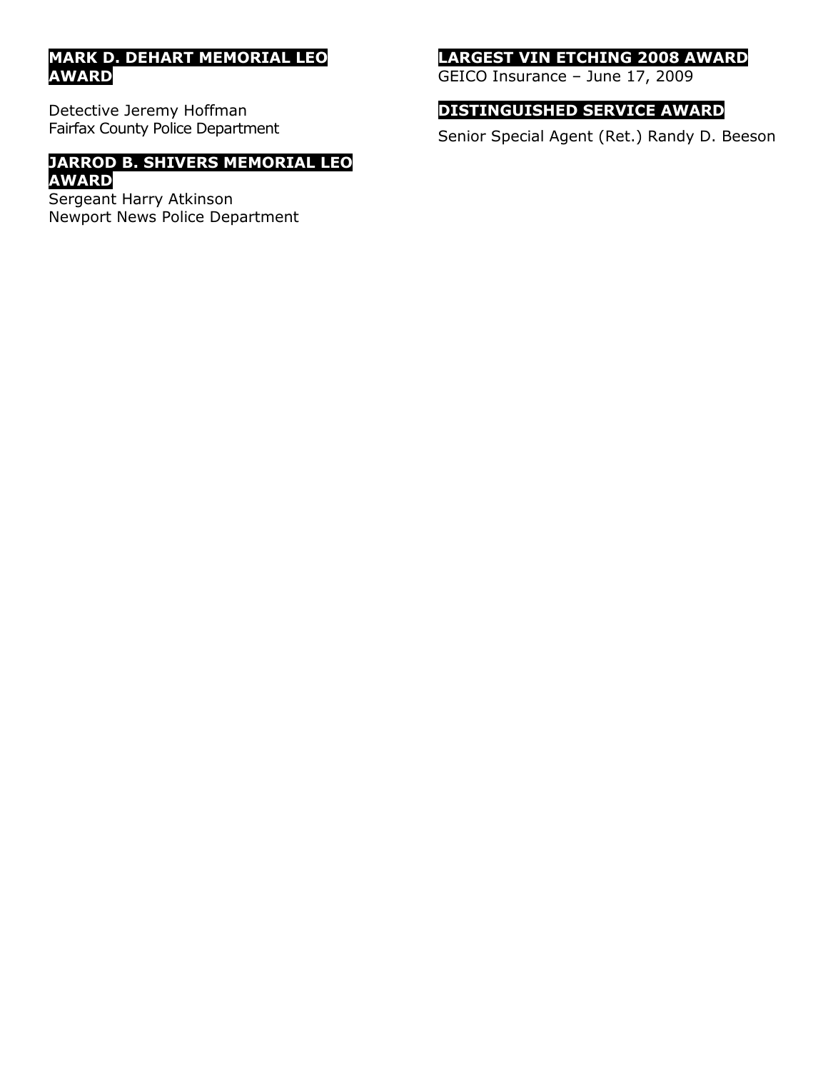## MARK D. DEHART MEMORIAL LEO AWARD

Detective Jeremy Hoffman
Fairfax County Police Department

## JARROD B. SHIVERS MEMORIAL LEO AWARD

Sergeant Harry Atkinson
Newport News Police Department

## LARGEST VIN ETCHING 2008 AWARD

GEICO Insurance – June 17, 2009

## DISTINGUISHED SERVICE AWARD

Senior Special Agent (Ret.) Randy D. Beeson